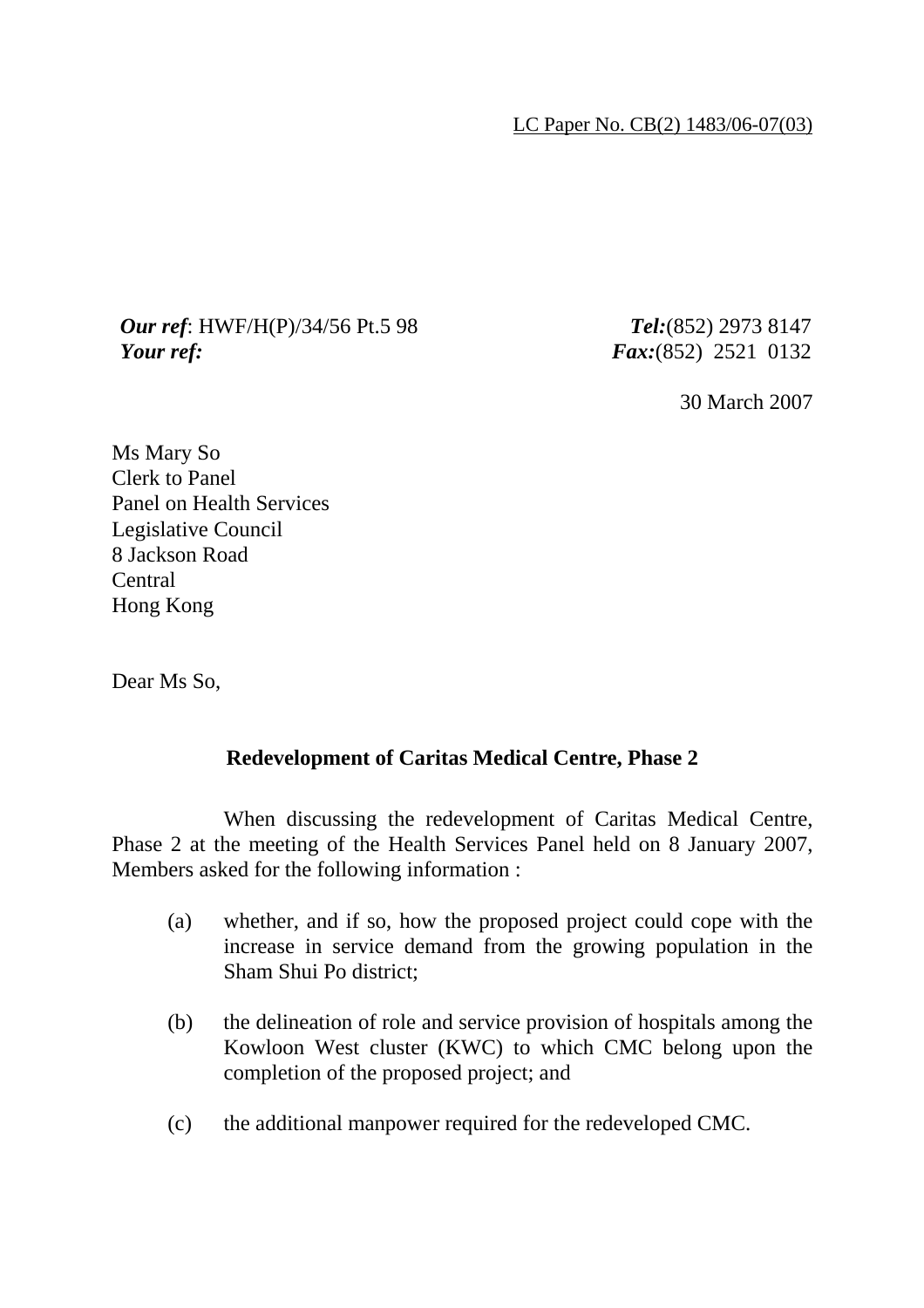LC Paper No. CB(2) 1483/06-07(03)

***Our ref***: HWF/H(P)/34/56 Pt.5 98
***Your ref:***

***Tel:***(852) 2973 8147
***Fax:***(852) 2521 0132

30 March 2007

Ms Mary So
Clerk to Panel
Panel on Health Services
Legislative Council
8 Jackson Road
Central
Hong Kong

Dear Ms So,

**Redevelopment of Caritas Medical Centre, Phase 2**

When discussing the redevelopment of Caritas Medical Centre, Phase 2 at the meeting of the Health Services Panel held on 8 January 2007, Members asked for the following information :

(a) whether, and if so, how the proposed project could cope with the increase in service demand from the growing population in the Sham Shui Po district;

(b) the delineation of role and service provision of hospitals among the Kowloon West cluster (KWC) to which CMC belong upon the completion of the proposed project; and

(c) the additional manpower required for the redeveloped CMC.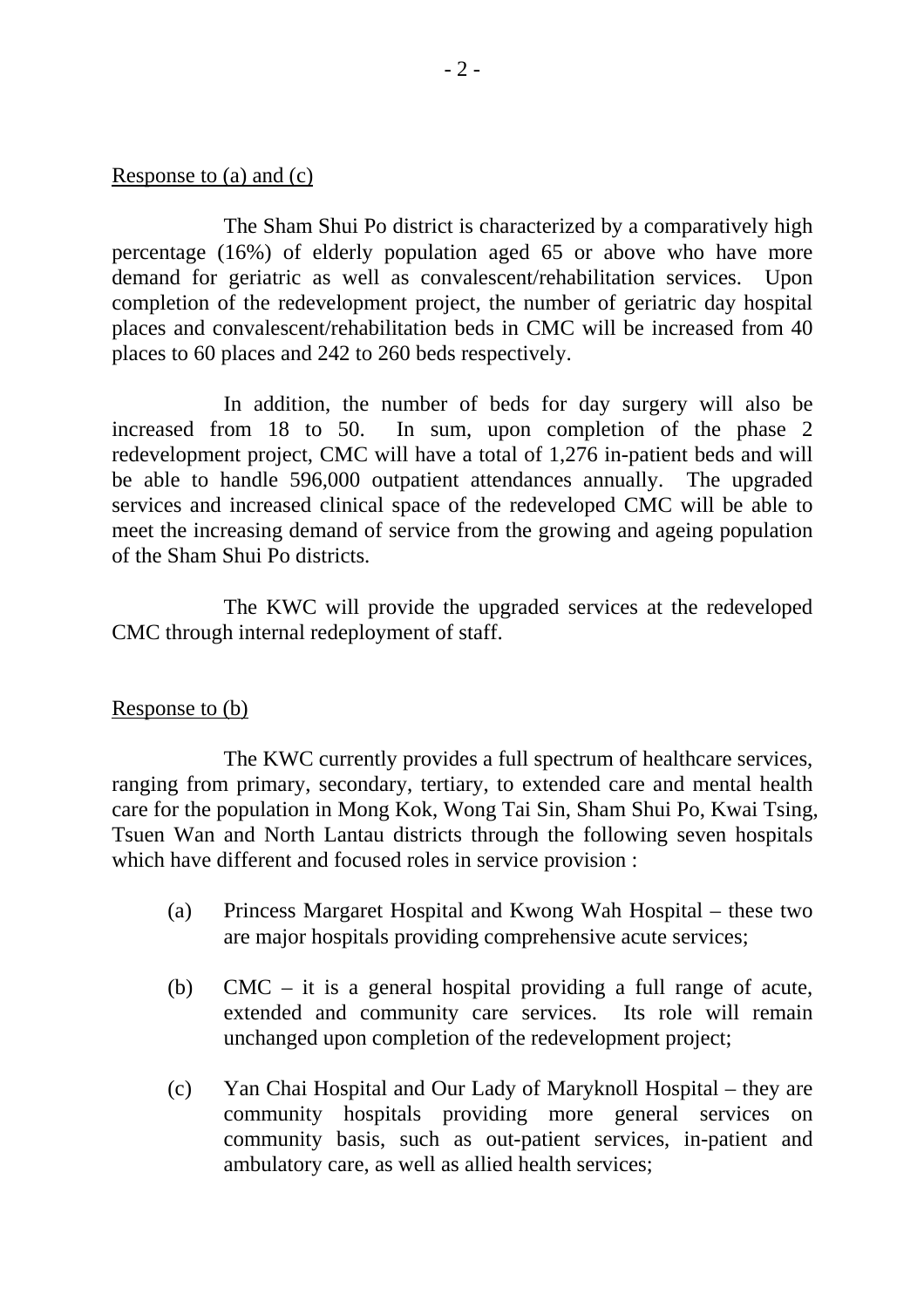Response to (a) and (c)

The Sham Shui Po district is characterized by a comparatively high percentage (16%) of elderly population aged 65 or above who have more demand for geriatric as well as convalescent/rehabilitation services. Upon completion of the redevelopment project, the number of geriatric day hospital places and convalescent/rehabilitation beds in CMC will be increased from 40 places to 60 places and 242 to 260 beds respectively.

In addition, the number of beds for day surgery will also be increased from 18 to 50. In sum, upon completion of the phase 2 redevelopment project, CMC will have a total of 1,276 in-patient beds and will be able to handle 596,000 outpatient attendances annually. The upgraded services and increased clinical space of the redeveloped CMC will be able to meet the increasing demand of service from the growing and ageing population of the Sham Shui Po districts.

The KWC will provide the upgraded services at the redeveloped CMC through internal redeployment of staff.

Response to (b)

The KWC currently provides a full spectrum of healthcare services, ranging from primary, secondary, tertiary, to extended care and mental health care for the population in Mong Kok, Wong Tai Sin, Sham Shui Po, Kwai Tsing, Tsuen Wan and North Lantau districts through the following seven hospitals which have different and focused roles in service provision :

(a) Princess Margaret Hospital and Kwong Wah Hospital – these two are major hospitals providing comprehensive acute services;

(b) CMC – it is a general hospital providing a full range of acute, extended and community care services. Its role will remain unchanged upon completion of the redevelopment project;

(c) Yan Chai Hospital and Our Lady of Maryknoll Hospital – they are community hospitals providing more general services on community basis, such as out-patient services, in-patient and ambulatory care, as well as allied health services;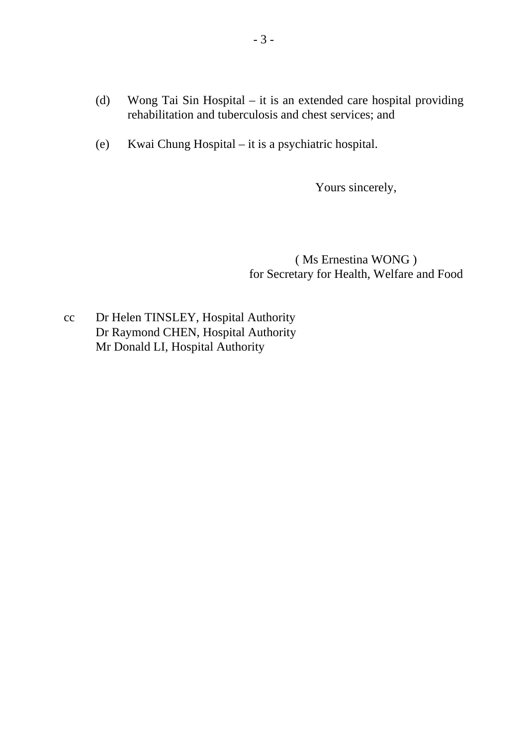(d) Wong Tai Sin Hospital – it is an extended care hospital providing rehabilitation and tuberculosis and chest services; and

(e) Kwai Chung Hospital – it is a psychiatric hospital.

Yours sincerely,

( Ms Ernestina WONG )
for Secretary for Health, Welfare and Food

cc Dr Helen TINSLEY, Hospital Authority
Dr Raymond CHEN, Hospital Authority
Mr Donald LI, Hospital Authority